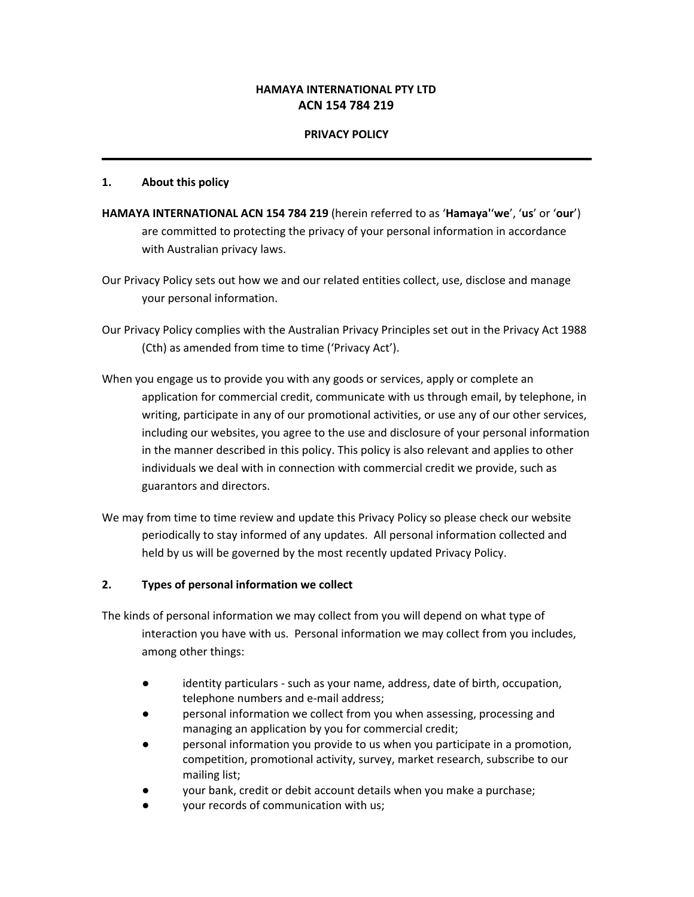**HAMAYA INTERNATIONAL PTY LTD**
**ACN 154 784 219**

**PRIVACY POLICY**

---

## 1. About this policy

**HAMAYA INTERNATIONAL ACN 154 784 219** (herein referred to as '**Hamaya**''**we**', '**us**' or '**our**') are committed to protecting the privacy of your personal information in accordance with Australian privacy laws.

Our Privacy Policy sets out how we and our related entities collect, use, disclose and manage your personal information.

Our Privacy Policy complies with the Australian Privacy Principles set out in the Privacy Act 1988 (Cth) as amended from time to time ('Privacy Act').

When you engage us to provide you with any goods or services, apply or complete an application for commercial credit, communicate with us through email, by telephone, in writing, participate in any of our promotional activities, or use any of our other services, including our websites, you agree to the use and disclosure of your personal information in the manner described in this policy. This policy is also relevant and applies to other individuals we deal with in connection with commercial credit we provide, such as guarantors and directors.

We may from time to time review and update this Privacy Policy so please check our website periodically to stay informed of any updates. All personal information collected and held by us will be governed by the most recently updated Privacy Policy.

## 2. Types of personal information we collect

The kinds of personal information we may collect from you will depend on what type of interaction you have with us. Personal information we may collect from you includes, among other things:

- identity particulars - such as your name, address, date of birth, occupation, telephone numbers and e-mail address;
- personal information we collect from you when assessing, processing and managing an application by you for commercial credit;
- personal information you provide to us when you participate in a promotion, competition, promotional activity, survey, market research, subscribe to our mailing list;
- your bank, credit or debit account details when you make a purchase;
- your records of communication with us;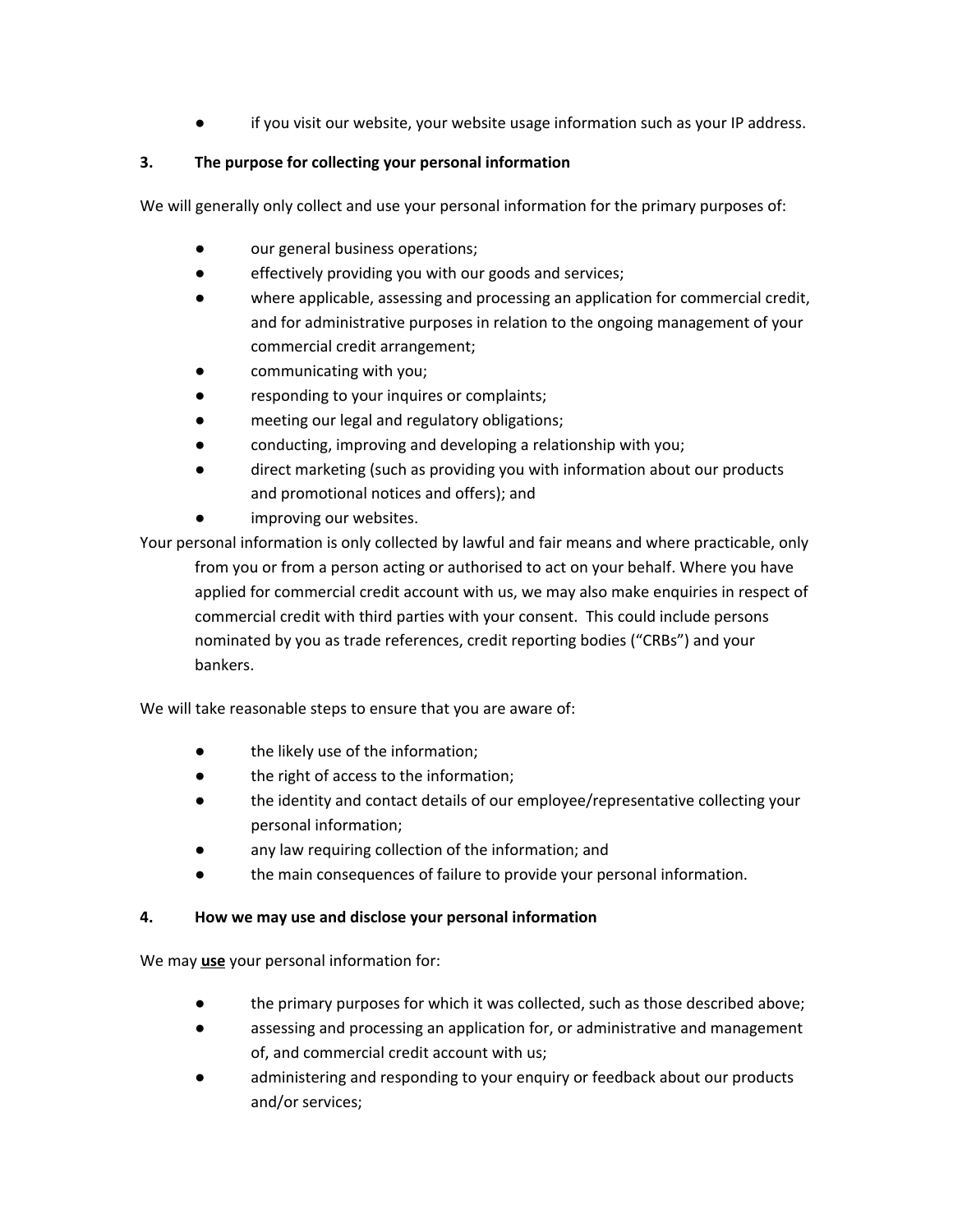- if you visit our website, your website usage information such as your IP address.

## 3. The purpose for collecting your personal information

We will generally only collect and use your personal information for the primary purposes of:

- our general business operations;
- effectively providing you with our goods and services;
- where applicable, assessing and processing an application for commercial credit, and for administrative purposes in relation to the ongoing management of your commercial credit arrangement;
- communicating with you;
- responding to your inquires or complaints;
- meeting our legal and regulatory obligations;
- conducting, improving and developing a relationship with you;
- direct marketing (such as providing you with information about our products and promotional notices and offers); and
- improving our websites.

Your personal information is only collected by lawful and fair means and where practicable, only from you or from a person acting or authorised to act on your behalf. Where you have applied for commercial credit account with us, we may also make enquiries in respect of commercial credit with third parties with your consent. This could include persons nominated by you as trade references, credit reporting bodies ("CRBs") and your bankers.

We will take reasonable steps to ensure that you are aware of:

- the likely use of the information;
- the right of access to the information;
- the identity and contact details of our employee/representative collecting your personal information;
- any law requiring collection of the information; and
- the main consequences of failure to provide your personal information.

## 4. How we may use and disclose your personal information

We may **<u>use</u>** your personal information for:

- the primary purposes for which it was collected, such as those described above;
- assessing and processing an application for, or administrative and management of, and commercial credit account with us;
- administering and responding to your enquiry or feedback about our products and/or services;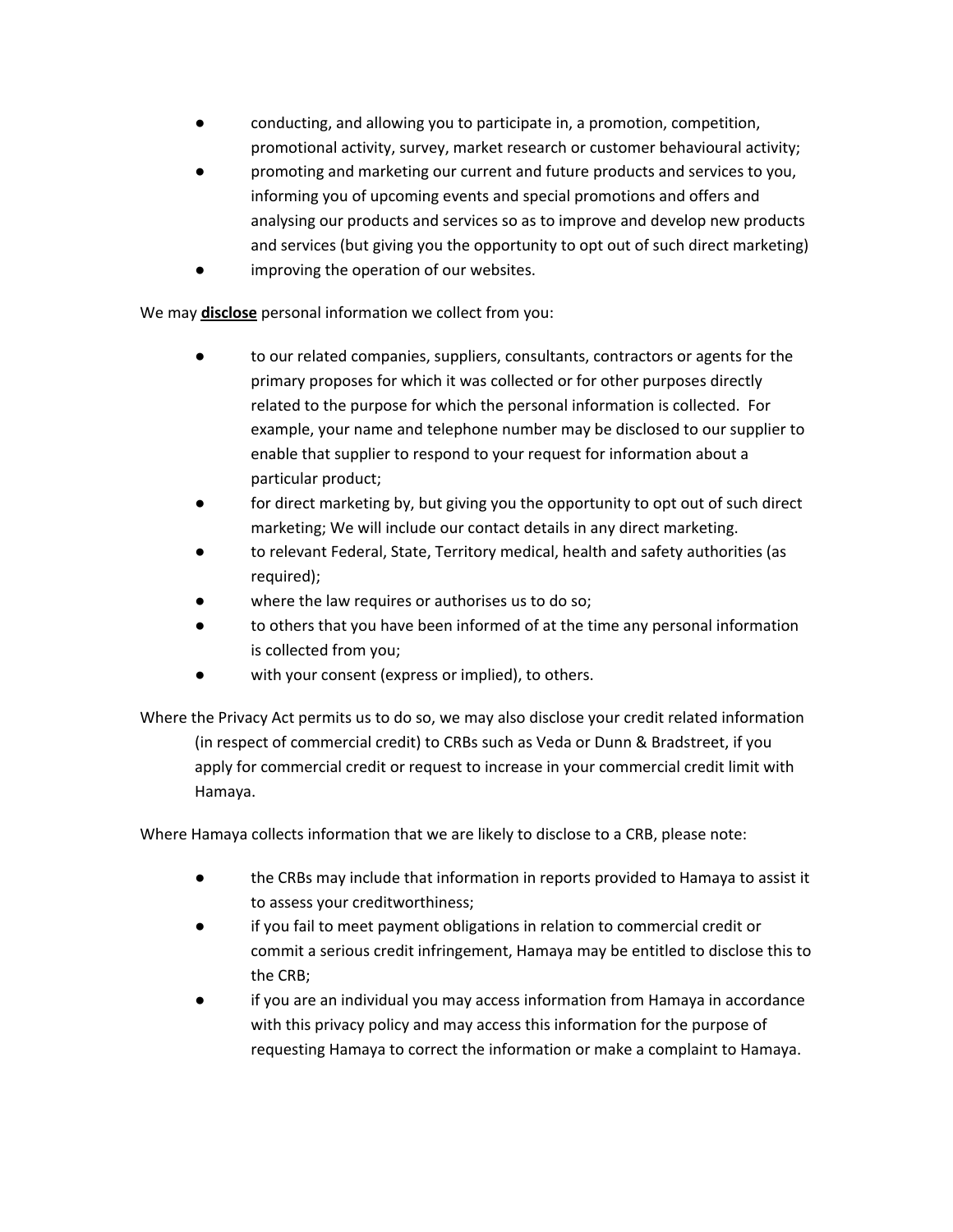- conducting, and allowing you to participate in, a promotion, competition, promotional activity, survey, market research or customer behavioural activity;
- promoting and marketing our current and future products and services to you, informing you of upcoming events and special promotions and offers and analysing our products and services so as to improve and develop new products and services (but giving you the opportunity to opt out of such direct marketing)
- improving the operation of our websites.

We may **disclose** personal information we collect from you:

- to our related companies, suppliers, consultants, contractors or agents for the primary proposes for which it was collected or for other purposes directly related to the purpose for which the personal information is collected. For example, your name and telephone number may be disclosed to our supplier to enable that supplier to respond to your request for information about a particular product;
- for direct marketing by, but giving you the opportunity to opt out of such direct marketing; We will include our contact details in any direct marketing.
- to relevant Federal, State, Territory medical, health and safety authorities (as required);
- where the law requires or authorises us to do so;
- to others that you have been informed of at the time any personal information is collected from you;
- with your consent (express or implied), to others.

Where the Privacy Act permits us to do so, we may also disclose your credit related information (in respect of commercial credit) to CRBs such as Veda or Dunn & Bradstreet, if you apply for commercial credit or request to increase in your commercial credit limit with Hamaya.

Where Hamaya collects information that we are likely to disclose to a CRB, please note:

- the CRBs may include that information in reports provided to Hamaya to assist it to assess your creditworthiness;
- if you fail to meet payment obligations in relation to commercial credit or commit a serious credit infringement, Hamaya may be entitled to disclose this to the CRB;
- if you are an individual you may access information from Hamaya in accordance with this privacy policy and may access this information for the purpose of requesting Hamaya to correct the information or make a complaint to Hamaya.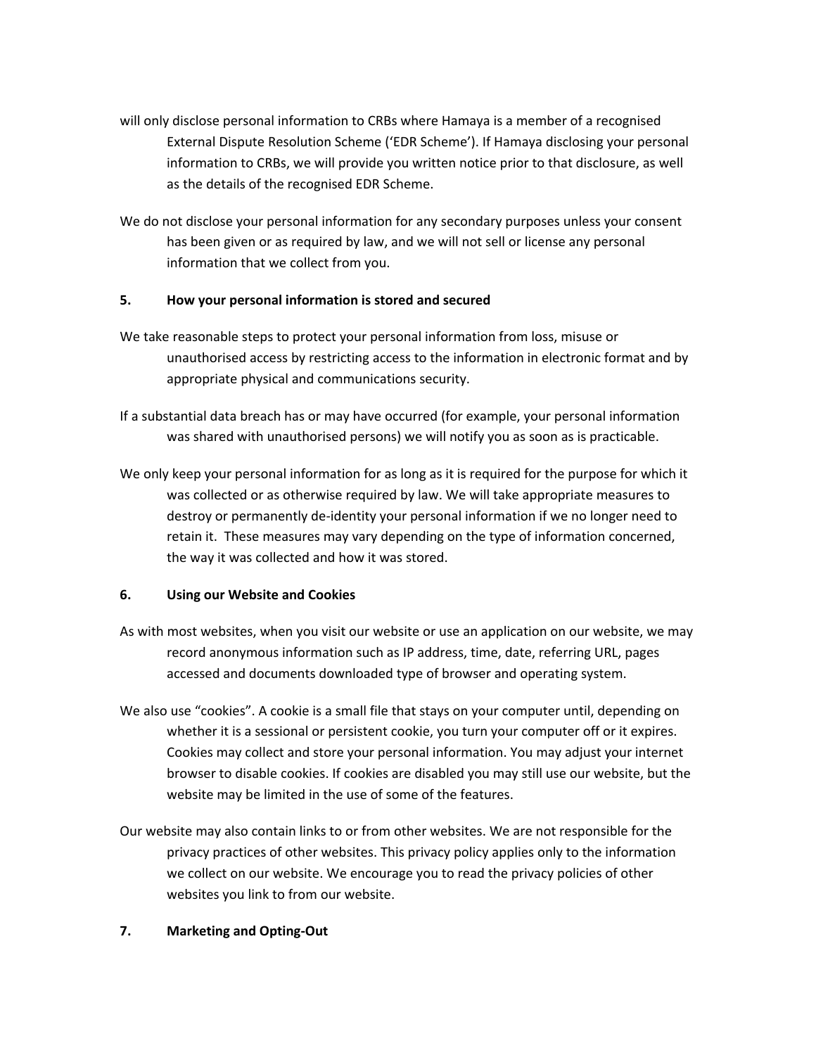will only disclose personal information to CRBs where Hamaya is a member of a recognised External Dispute Resolution Scheme ('EDR Scheme'). If Hamaya disclosing your personal information to CRBs, we will provide you written notice prior to that disclosure, as well as the details of the recognised EDR Scheme.

We do not disclose your personal information for any secondary purposes unless your consent has been given or as required by law, and we will not sell or license any personal information that we collect from you.

## 5. How your personal information is stored and secured

We take reasonable steps to protect your personal information from loss, misuse or unauthorised access by restricting access to the information in electronic format and by appropriate physical and communications security.

If a substantial data breach has or may have occurred (for example, your personal information was shared with unauthorised persons) we will notify you as soon as is practicable.

We only keep your personal information for as long as it is required for the purpose for which it was collected or as otherwise required by law. We will take appropriate measures to destroy or permanently de-identity your personal information if we no longer need to retain it. These measures may vary depending on the type of information concerned, the way it was collected and how it was stored.

## 6. Using our Website and Cookies

As with most websites, when you visit our website or use an application on our website, we may record anonymous information such as IP address, time, date, referring URL, pages accessed and documents downloaded type of browser and operating system.

We also use "cookies". A cookie is a small file that stays on your computer until, depending on whether it is a sessional or persistent cookie, you turn your computer off or it expires. Cookies may collect and store your personal information. You may adjust your internet browser to disable cookies. If cookies are disabled you may still use our website, but the website may be limited in the use of some of the features.

Our website may also contain links to or from other websites. We are not responsible for the privacy practices of other websites. This privacy policy applies only to the information we collect on our website. We encourage you to read the privacy policies of other websites you link to from our website.

## 7. Marketing and Opting-Out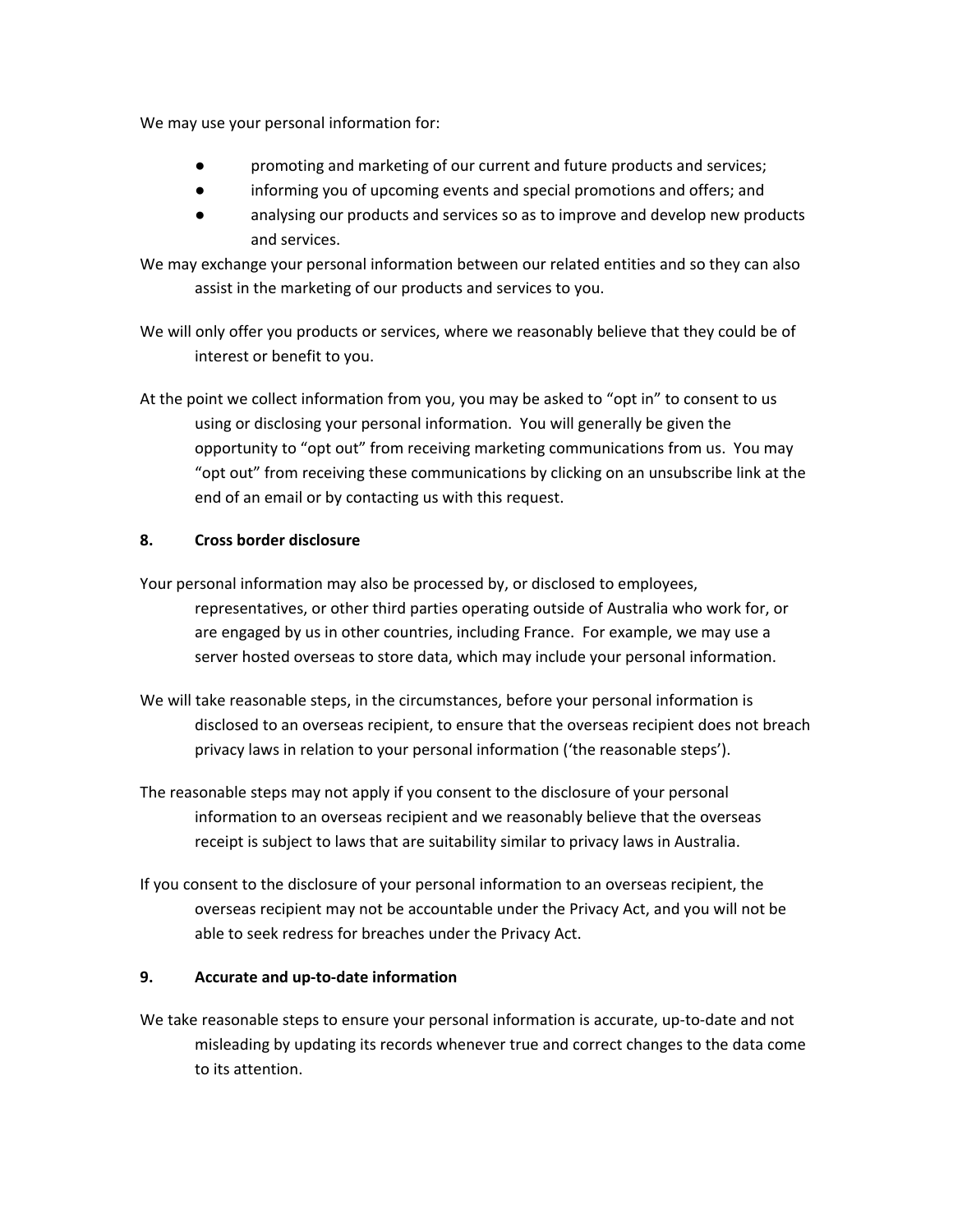We may use your personal information for:

- promoting and marketing of our current and future products and services;
- informing you of upcoming events and special promotions and offers; and
- analysing our products and services so as to improve and develop new products and services.

We may exchange your personal information between our related entities and so they can also assist in the marketing of our products and services to you.

We will only offer you products or services, where we reasonably believe that they could be of interest or benefit to you.

At the point we collect information from you, you may be asked to "opt in" to consent to us using or disclosing your personal information. You will generally be given the opportunity to "opt out" from receiving marketing communications from us. You may "opt out" from receiving these communications by clicking on an unsubscribe link at the end of an email or by contacting us with this request.

## 8. Cross border disclosure

Your personal information may also be processed by, or disclosed to employees, representatives, or other third parties operating outside of Australia who work for, or are engaged by us in other countries, including France. For example, we may use a server hosted overseas to store data, which may include your personal information.

We will take reasonable steps, in the circumstances, before your personal information is disclosed to an overseas recipient, to ensure that the overseas recipient does not breach privacy laws in relation to your personal information ('the reasonable steps').

The reasonable steps may not apply if you consent to the disclosure of your personal information to an overseas recipient and we reasonably believe that the overseas receipt is subject to laws that are suitability similar to privacy laws in Australia.

If you consent to the disclosure of your personal information to an overseas recipient, the overseas recipient may not be accountable under the Privacy Act, and you will not be able to seek redress for breaches under the Privacy Act.

## 9. Accurate and up-to-date information

We take reasonable steps to ensure your personal information is accurate, up-to-date and not misleading by updating its records whenever true and correct changes to the data come to its attention.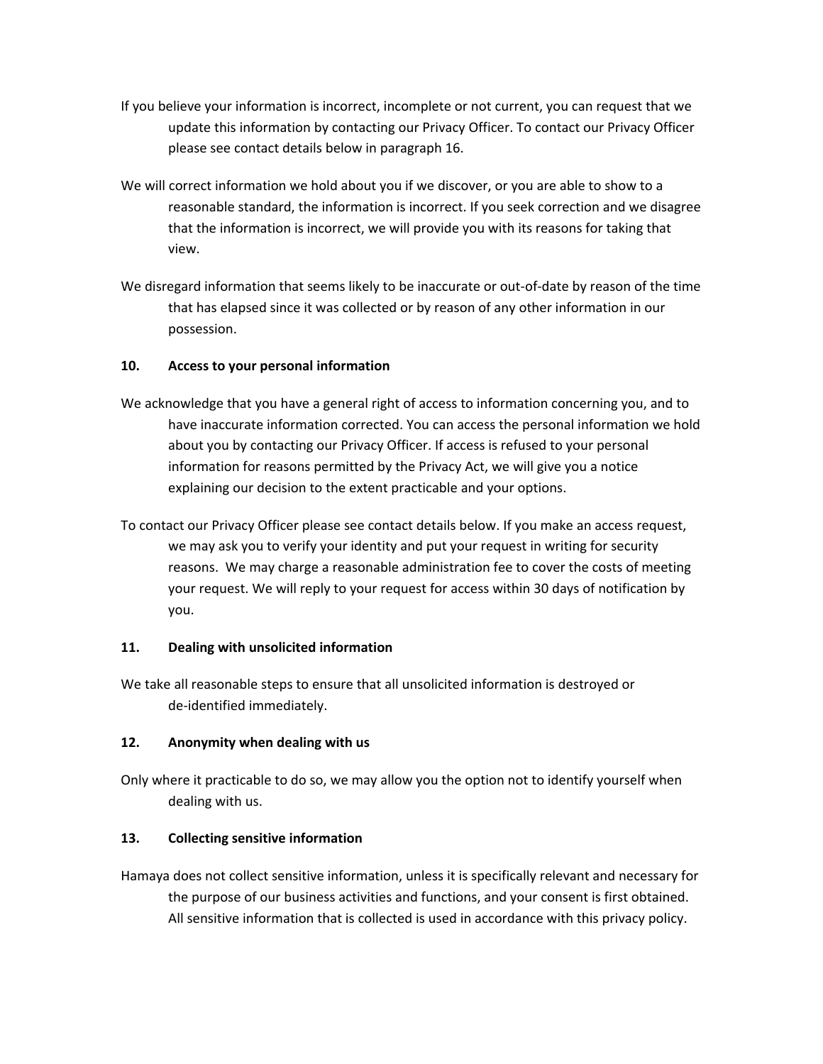If you believe your information is incorrect, incomplete or not current, you can request that we update this information by contacting our Privacy Officer. To contact our Privacy Officer please see contact details below in paragraph 16.

We will correct information we hold about you if we discover, or you are able to show to a reasonable standard, the information is incorrect. If you seek correction and we disagree that the information is incorrect, we will provide you with its reasons for taking that view.

We disregard information that seems likely to be inaccurate or out-of-date by reason of the time that has elapsed since it was collected or by reason of any other information in our possession.

## 10. Access to your personal information

We acknowledge that you have a general right of access to information concerning you, and to have inaccurate information corrected. You can access the personal information we hold about you by contacting our Privacy Officer. If access is refused to your personal information for reasons permitted by the Privacy Act, we will give you a notice explaining our decision to the extent practicable and your options.

To contact our Privacy Officer please see contact details below. If you make an access request, we may ask you to verify your identity and put your request in writing for security reasons. We may charge a reasonable administration fee to cover the costs of meeting your request. We will reply to your request for access within 30 days of notification by you.

## 11. Dealing with unsolicited information

We take all reasonable steps to ensure that all unsolicited information is destroyed or de-identified immediately.

## 12. Anonymity when dealing with us

Only where it practicable to do so, we may allow you the option not to identify yourself when dealing with us.

## 13. Collecting sensitive information

Hamaya does not collect sensitive information, unless it is specifically relevant and necessary for the purpose of our business activities and functions, and your consent is first obtained. All sensitive information that is collected is used in accordance with this privacy policy.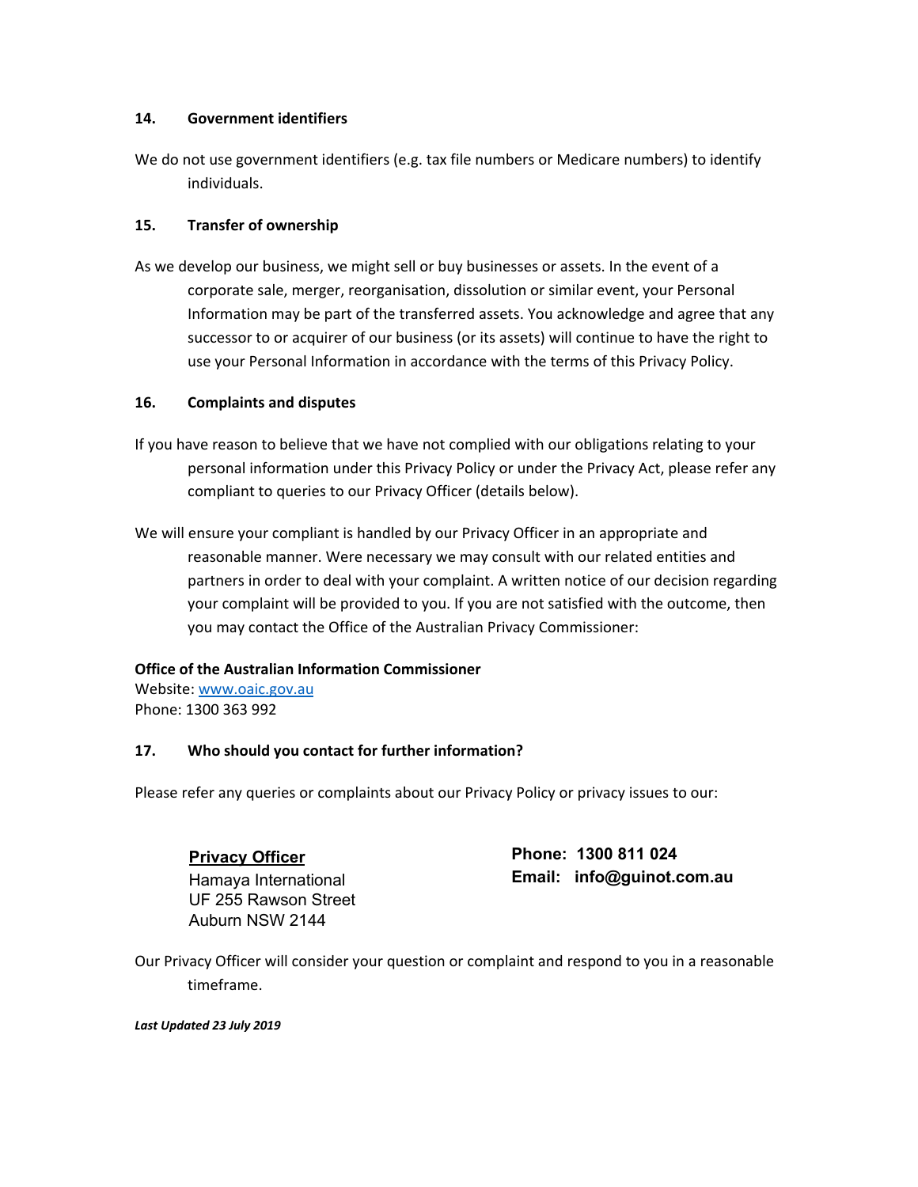### 14. Government identifiers

We do not use government identifiers (e.g. tax file numbers or Medicare numbers) to identify individuals.

### 15. Transfer of ownership

As we develop our business, we might sell or buy businesses or assets. In the event of a corporate sale, merger, reorganisation, dissolution or similar event, your Personal Information may be part of the transferred assets. You acknowledge and agree that any successor to or acquirer of our business (or its assets) will continue to have the right to use your Personal Information in accordance with the terms of this Privacy Policy.

### 16. Complaints and disputes

If you have reason to believe that we have not complied with our obligations relating to your personal information under this Privacy Policy or under the Privacy Act, please refer any compliant to queries to our Privacy Officer (details below).

We will ensure your compliant is handled by our Privacy Officer in an appropriate and reasonable manner. Were necessary we may consult with our related entities and partners in order to deal with your complaint. A written notice of our decision regarding your complaint will be provided to you. If you are not satisfied with the outcome, then you may contact the Office of the Australian Privacy Commissioner:

**Office of the Australian Information Commissioner**
Website: www.oaic.gov.au
Phone: 1300 363 992

### 17. Who should you contact for further information?

Please refer any queries or complaints about our Privacy Policy or privacy issues to our:

**Privacy Officer**
Hamaya International
UF 255 Rawson Street
Auburn NSW 2144

**Phone: 1300 811 024**
**Email: info@guinot.com.au**

Our Privacy Officer will consider your question or complaint and respond to you in a reasonable timeframe.

***Last Updated 23 July 2019***